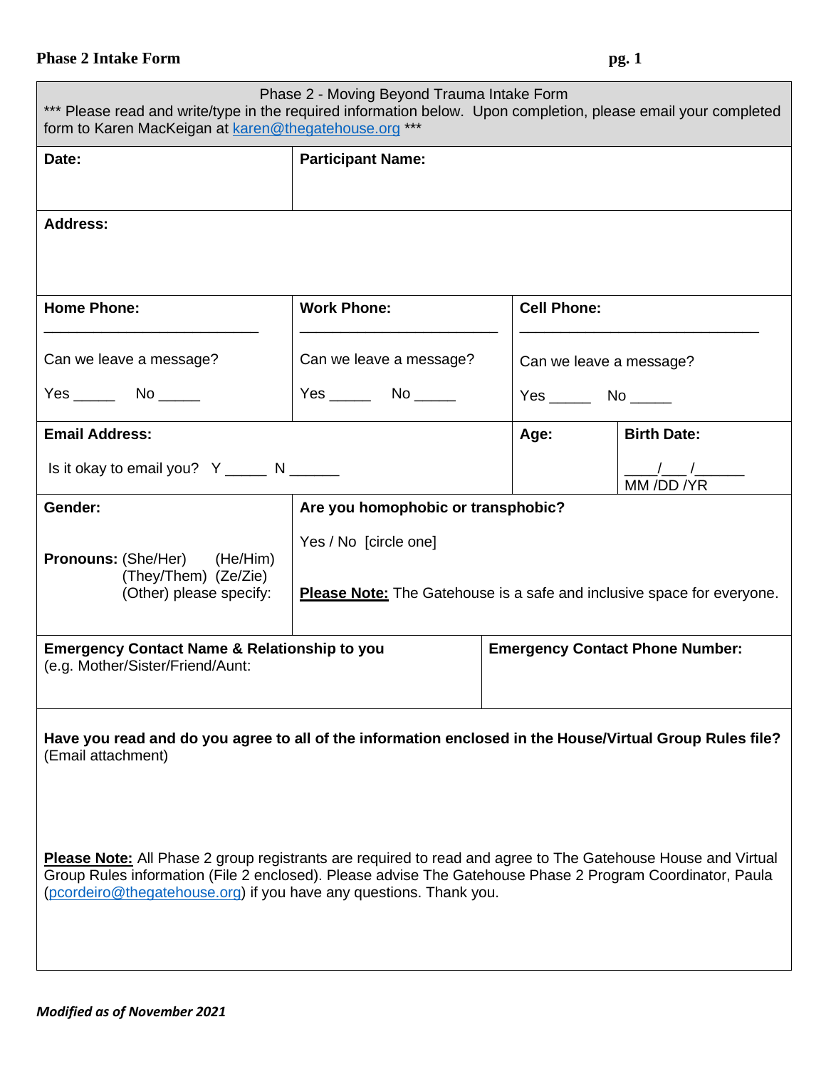**Phase 2 Intake Form**

## Phase 2 - Moving Beyond Trauma Intake Form

*** Please read and write/type in the required information below. Upon completion, please email your completed form to Karen MacKeigan at karen@thegatehouse.org ***

| **Date:** | **Participant Name:** |
|---|---|
| | |

**Address:**

| **Home Phone:** | **Work Phone:** | **Cell Phone:** |
|---|---|---|
| ___________________________ | ________________________ | ______________________________ |
| Can we leave a message? | Can we leave a message? | Can we leave a message? |
| Yes _____ No _____ | Yes _____ No _____ | Yes _____ No _____ |

| **Email Address:** | **Age:** | **Birth Date:** |
|---|---|---|
| Is it okay to email you? Y _____ N ______ | | ____/___ /______ MM /DD /YR |

| **Gender:** | **Are you homophobic or transphobic?** |
|---|---|
| **Pronouns:** (She/Her) (He/Him) (They/Them) (Ze/Zie) (Other) please specify: | Yes / No [circle one] |
| | **Please Note:** The Gatehouse is a safe and inclusive space for everyone. |

| **Emergency Contact Name & Relationship to you** (e.g. Mother/Sister/Friend/Aunt: | **Emergency Contact Phone Number:** |
|---|---|
| | |

**Have you read and do you agree to all of the information enclosed in the House/Virtual Group Rules file?** (Email attachment)

**Please Note:** All Phase 2 group registrants are required to read and agree to The Gatehouse House and Virtual Group Rules information (File 2 enclosed). Please advise The Gatehouse Phase 2 Program Coordinator, Paula (pcordeiro@thegatehouse.org) if you have any questions. Thank you.

***Modified as of November 2021***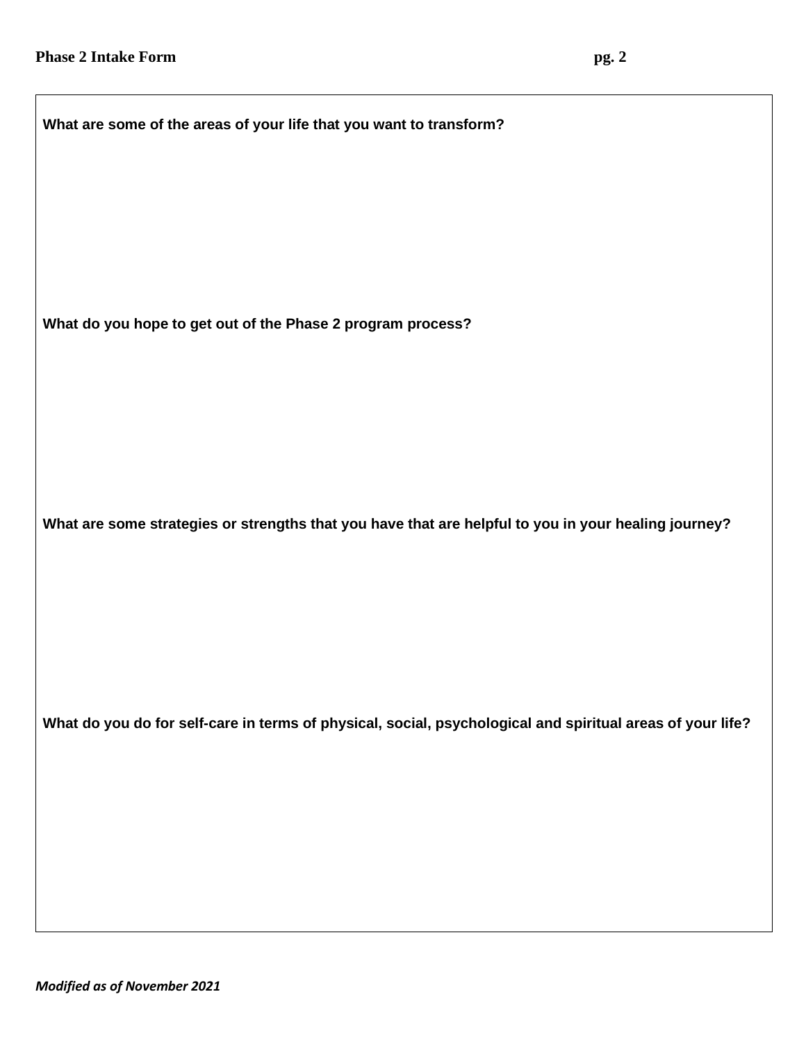**What are some of the areas of your life that you want to transform?**

**What do you hope to get out of the Phase 2 program process?**

**What are some strategies or strengths that you have that are helpful to you in your healing journey?**

**What do you do for self-care in terms of physical, social, psychological and spiritual areas of your life?**

***Modified as of November 2021***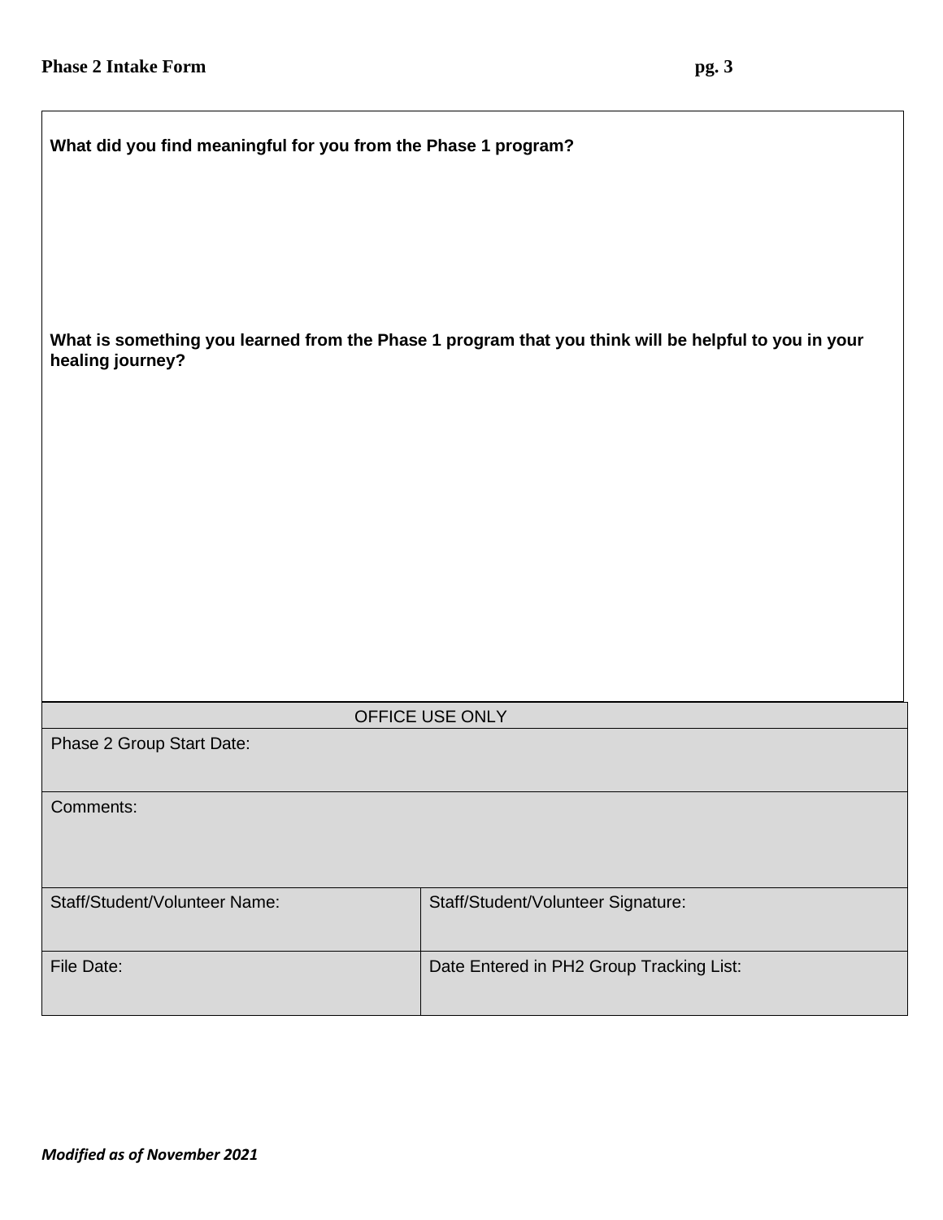**What did you find meaningful for you from the Phase 1 program?**

**What is something you learned from the Phase 1 program that you think will be helpful to you in your healing journey?**

| OFFICE USE ONLY | |
|---|---|
| Phase 2 Group Start Date: | |
| Comments: | |
| Staff/Student/Volunteer Name: | Staff/Student/Volunteer Signature: |
| File Date: | Date Entered in PH2 Group Tracking List: |

***Modified as of November 2021***